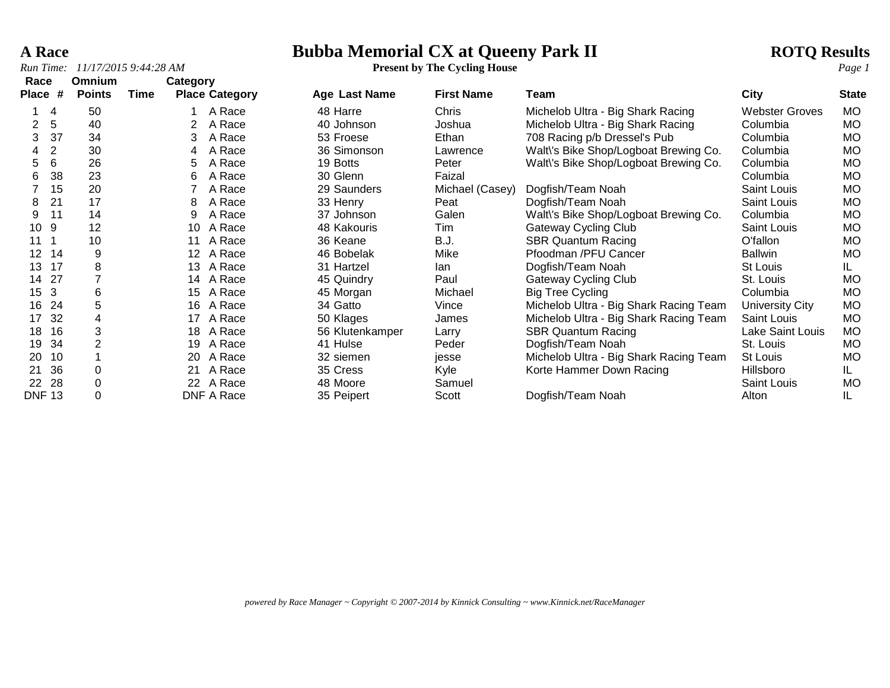# A Race

# Bubba Memorial CX at Queeny Park II

**Present by The Cycling House**

**ROTQ Results**

*Run Time: 11/17/2015 9:44:28 AM*

| Race Place | # | Omnium Points | Time | Category Place | Category | Age | Last Name | First Name | Team | City | State |
|---|---|---|---|---|---|---|---|---|---|---|---|
| 1 | 4 | 50 | | 1 | A Race | 48 | Harre | Chris | Michelob Ultra - Big Shark Racing | Webster Groves | MO |
| 2 | 5 | 40 | | 2 | A Race | 40 | Johnson | Joshua | Michelob Ultra - Big Shark Racing | Columbia | MO |
| 3 | 37 | 34 | | 3 | A Race | 53 | Froese | Ethan | 708 Racing p/b Dressel's Pub | Columbia | MO |
| 4 | 2 | 30 | | 4 | A Race | 36 | Simonson | Lawrence | Walt\'s Bike Shop/Logboat Brewing Co. | Columbia | MO |
| 5 | 6 | 26 | | 5 | A Race | 19 | Botts | Peter | Walt\'s Bike Shop/Logboat Brewing Co. | Columbia | MO |
| 6 | 38 | 23 | | 6 | A Race | 30 | Glenn | Faizal | | Columbia | MO |
| 7 | 15 | 20 | | 7 | A Race | 29 | Saunders | Michael (Casey) | Dogfish/Team Noah | Saint Louis | MO |
| 8 | 21 | 17 | | 8 | A Race | 33 | Henry | Peat | Dogfish/Team Noah | Saint Louis | MO |
| 9 | 11 | 14 | | 9 | A Race | 37 | Johnson | Galen | Walt\'s Bike Shop/Logboat Brewing Co. | Columbia | MO |
| 10 | 9 | 12 | | 10 | A Race | 48 | Kakouris | Tim | Gateway Cycling Club | Saint Louis | MO |
| 11 | 1 | 10 | | 11 | A Race | 36 | Keane | B.J. | SBR Quantum Racing | O'fallon | MO |
| 12 | 14 | 9 | | 12 | A Race | 46 | Bobelak | Mike | Pfoodman /PFU Cancer | Ballwin | MO |
| 13 | 17 | 8 | | 13 | A Race | 31 | Hartzel | Ian | Dogfish/Team Noah | St Louis | IL |
| 14 | 27 | 7 | | 14 | A Race | 45 | Quindry | Paul | Gateway Cycling Club | St. Louis | MO |
| 15 | 3 | 6 | | 15 | A Race | 45 | Morgan | Michael | Big Tree Cycling | Columbia | MO |
| 16 | 24 | 5 | | 16 | A Race | 34 | Gatto | Vince | Michelob Ultra - Big Shark Racing Team | University City | MO |
| 17 | 32 | 4 | | 17 | A Race | 50 | Klages | James | Michelob Ultra - Big Shark Racing Team | Saint Louis | MO |
| 18 | 16 | 3 | | 18 | A Race | 56 | Klutenkamper | Larry | SBR Quantum Racing | Lake Saint Louis | MO |
| 19 | 34 | 2 | | 19 | A Race | 41 | Hulse | Peder | Dogfish/Team Noah | St. Louis | MO |
| 20 | 10 | 1 | | 20 | A Race | 32 | siemen | jesse | Michelob Ultra - Big Shark Racing Team | St Louis | MO |
| 21 | 36 | 0 | | 21 | A Race | 35 | Cress | Kyle | Korte Hammer Down Racing | Hillsboro | IL |
| 22 | 28 | 0 | | 22 | A Race | 48 | Moore | Samuel | | Saint Louis | MO |
| DNF | 13 | 0 | | DNF | A Race | 35 | Peipert | Scott | Dogfish/Team Noah | Alton | IL |

*powered by Race Manager ~ Copyright © 2007-2014 by Kinnick Consulting ~ www.Kinnick.net/RaceManager*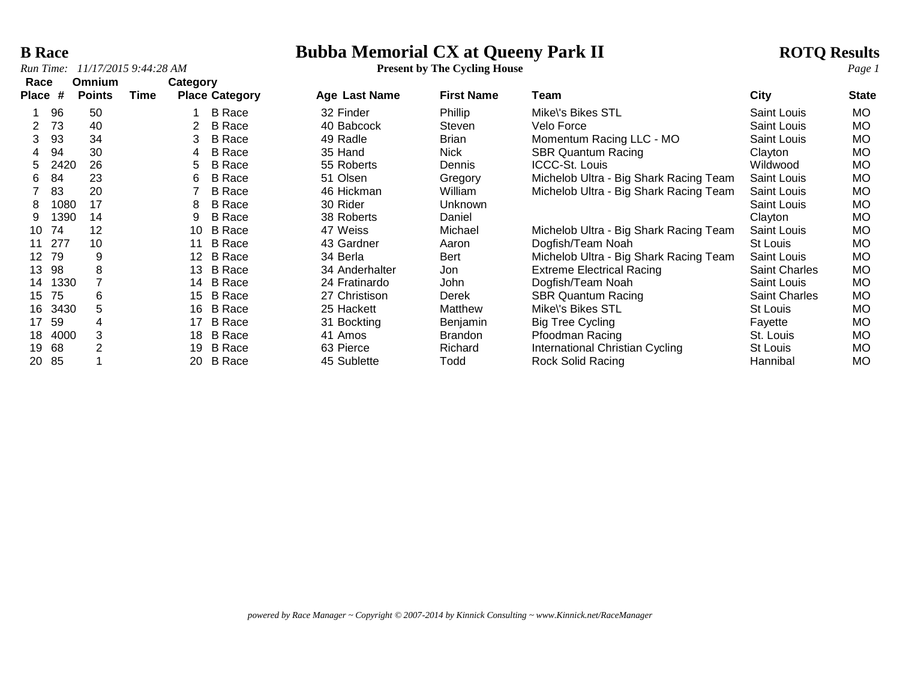**B Race**

# Bubba Memorial CX at Queeny Park II

**Present by The Cycling House**

**ROTQ Results**

*Run Time: 11/17/2015 9:44:28 AM*

| Race Place | # | Omnium Points | Time | Category Place | Category | Age | Last Name | First Name | Team | City | State |
|---|---|---|---|---|---|---|---|---|---|---|---|
| 1 | 96 | 50 | | 1 | B Race | 32 | Finder | Phillip | Mike\'s Bikes STL | Saint Louis | MO |
| 2 | 73 | 40 | | 2 | B Race | 40 | Babcock | Steven | Velo Force | Saint Louis | MO |
| 3 | 93 | 34 | | 3 | B Race | 49 | Radle | Brian | Momentum Racing LLC - MO | Saint Louis | MO |
| 4 | 94 | 30 | | 4 | B Race | 35 | Hand | Nick | SBR Quantum Racing | Clayton | MO |
| 5 | 2420 | 26 | | 5 | B Race | 55 | Roberts | Dennis | ICCC-St. Louis | Wildwood | MO |
| 6 | 84 | 23 | | 6 | B Race | 51 | Olsen | Gregory | Michelob Ultra - Big Shark Racing Team | Saint Louis | MO |
| 7 | 83 | 20 | | 7 | B Race | 46 | Hickman | William | Michelob Ultra - Big Shark Racing Team | Saint Louis | MO |
| 8 | 1080 | 17 | | 8 | B Race | 30 | Rider | Unknown | | Saint Louis | MO |
| 9 | 1390 | 14 | | 9 | B Race | 38 | Roberts | Daniel | | Clayton | MO |
| 10 | 74 | 12 | | 10 | B Race | 47 | Weiss | Michael | Michelob Ultra - Big Shark Racing Team | Saint Louis | MO |
| 11 | 277 | 10 | | 11 | B Race | 43 | Gardner | Aaron | Dogfish/Team Noah | St Louis | MO |
| 12 | 79 | 9 | | 12 | B Race | 34 | Berla | Bert | Michelob Ultra - Big Shark Racing Team | Saint Louis | MO |
| 13 | 98 | 8 | | 13 | B Race | 34 | Anderhalter | Jon | Extreme Electrical Racing | Saint Charles | MO |
| 14 | 1330 | 7 | | 14 | B Race | 24 | Fratinardo | John | Dogfish/Team Noah | Saint Louis | MO |
| 15 | 75 | 6 | | 15 | B Race | 27 | Christison | Derek | SBR Quantum Racing | Saint Charles | MO |
| 16 | 3430 | 5 | | 16 | B Race | 25 | Hackett | Matthew | Mike\'s Bikes STL | St Louis | MO |
| 17 | 59 | 4 | | 17 | B Race | 31 | Bockting | Benjamin | Big Tree Cycling | Fayette | MO |
| 18 | 4000 | 3 | | 18 | B Race | 41 | Amos | Brandon | Pfoodman Racing | St. Louis | MO |
| 19 | 68 | 2 | | 19 | B Race | 63 | Pierce | Richard | International Christian Cycling | St Louis | MO |
| 20 | 85 | 1 | | 20 | B Race | 45 | Sublette | Todd | Rock Solid Racing | Hannibal | MO |

*powered by Race Manager ~ Copyright © 2007-2014 by Kinnick Consulting ~ www.Kinnick.net/RaceManager*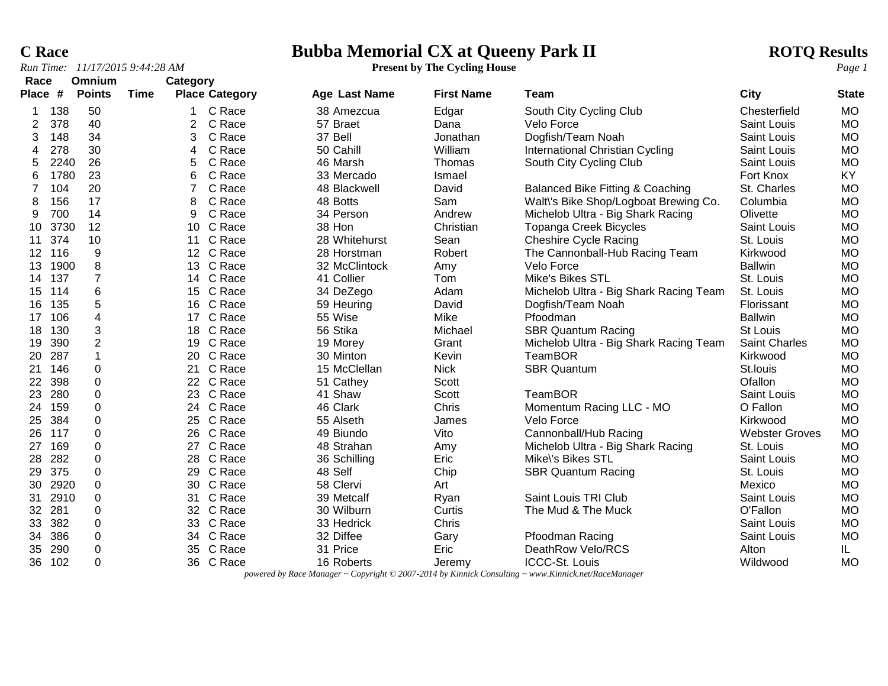# C Race

# Bubba Memorial CX at Queeny Park II

**ROTQ Results**

*Run Time: 11/17/2015 9:44:28 AM*

**Present by The Cycling House**

| Race Place | # | Omnium Points | Time | Category Place | Category | Age | Last Name | First Name | Team | City | State |
|---|---|---|---|---|---|---|---|---|---|---|---|
| 1 | 138 | 50 | | 1 | C Race | 38 | Amezcua | Edgar | South City Cycling Club | Chesterfield | MO |
| 2 | 378 | 40 | | 2 | C Race | 57 | Braet | Dana | Velo Force | Saint Louis | MO |
| 3 | 148 | 34 | | 3 | C Race | 37 | Bell | Jonathan | Dogfish/Team Noah | Saint Louis | MO |
| 4 | 278 | 30 | | 4 | C Race | 50 | Cahill | William | International Christian Cycling | Saint Louis | MO |
| 5 | 2240 | 26 | | 5 | C Race | 46 | Marsh | Thomas | South City Cycling Club | Saint Louis | MO |
| 6 | 1780 | 23 | | 6 | C Race | 33 | Mercado | Ismael | | Fort Knox | KY |
| 7 | 104 | 20 | | 7 | C Race | 48 | Blackwell | David | Balanced Bike Fitting & Coaching | St. Charles | MO |
| 8 | 156 | 17 | | 8 | C Race | 48 | Botts | Sam | Walt\'s Bike Shop/Logboat Brewing Co. | Columbia | MO |
| 9 | 700 | 14 | | 9 | C Race | 34 | Person | Andrew | Michelob Ultra - Big Shark Racing | Olivette | MO |
| 10 | 3730 | 12 | | 10 | C Race | 38 | Hon | Christian | Topanga Creek Bicycles | Saint Louis | MO |
| 11 | 374 | 10 | | 11 | C Race | 28 | Whitehurst | Sean | Cheshire Cycle Racing | St. Louis | MO |
| 12 | 116 | 9 | | 12 | C Race | 28 | Horstman | Robert | The Cannonball-Hub Racing Team | Kirkwood | MO |
| 13 | 1900 | 8 | | 13 | C Race | 32 | McClintock | Amy | Velo Force | Ballwin | MO |
| 14 | 137 | 7 | | 14 | C Race | 41 | Collier | Tom | Mike's Bikes STL | St. Louis | MO |
| 15 | 114 | 6 | | 15 | C Race | 34 | DeZego | Adam | Michelob Ultra - Big Shark Racing Team | St. Louis | MO |
| 16 | 135 | 5 | | 16 | C Race | 59 | Heuring | David | Dogfish/Team Noah | Florissant | MO |
| 17 | 106 | 4 | | 17 | C Race | 55 | Wise | Mike | Pfoodman | Ballwin | MO |
| 18 | 130 | 3 | | 18 | C Race | 56 | Stika | Michael | SBR Quantum Racing | St Louis | MO |
| 19 | 390 | 2 | | 19 | C Race | 19 | Morey | Grant | Michelob Ultra - Big Shark Racing Team | Saint Charles | MO |
| 20 | 287 | 1 | | 20 | C Race | 30 | Minton | Kevin | TeamBOR | Kirkwood | MO |
| 21 | 146 | 0 | | 21 | C Race | 15 | McClellan | Nick | SBR Quantum | St.louis | MO |
| 22 | 398 | 0 | | 22 | C Race | 51 | Cathey | Scott | | Ofallon | MO |
| 23 | 280 | 0 | | 23 | C Race | 41 | Shaw | Scott | TeamBOR | Saint Louis | MO |
| 24 | 159 | 0 | | 24 | C Race | 46 | Clark | Chris | Momentum Racing LLC - MO | O Fallon | MO |
| 25 | 384 | 0 | | 25 | C Race | 55 | Alseth | James | Velo Force | Kirkwood | MO |
| 26 | 117 | 0 | | 26 | C Race | 49 | Biundo | Vito | Cannonball/Hub Racing | Webster Groves | MO |
| 27 | 169 | 0 | | 27 | C Race | 48 | Strahan | Amy | Michelob Ultra - Big Shark Racing | St. Louis | MO |
| 28 | 282 | 0 | | 28 | C Race | 36 | Schilling | Eric | Mike\'s Bikes STL | Saint Louis | MO |
| 29 | 375 | 0 | | 29 | C Race | 48 | Self | Chip | SBR Quantum Racing | St. Louis | MO |
| 30 | 2920 | 0 | | 30 | C Race | 58 | Clervi | Art | | Mexico | MO |
| 31 | 2910 | 0 | | 31 | C Race | 39 | Metcalf | Ryan | Saint Louis TRI Club | Saint Louis | MO |
| 32 | 281 | 0 | | 32 | C Race | 30 | Wilburn | Curtis | The Mud & The Muck | O'Fallon | MO |
| 33 | 382 | 0 | | 33 | C Race | 33 | Hedrick | Chris | | Saint Louis | MO |
| 34 | 386 | 0 | | 34 | C Race | 32 | Diffee | Gary | Pfoodman Racing | Saint Louis | MO |
| 35 | 290 | 0 | | 35 | C Race | 31 | Price | Eric | DeathRow Velo/RCS | Alton | IL |
| 36 | 102 | 0 | | 36 | C Race | 16 | Roberts | Jeremy | ICCC-St. Louis | Wildwood | MO |

*powered by Race Manager ~ Copyright © 2007-2014 by Kinnick Consulting ~ www.Kinnick.net/RaceManager*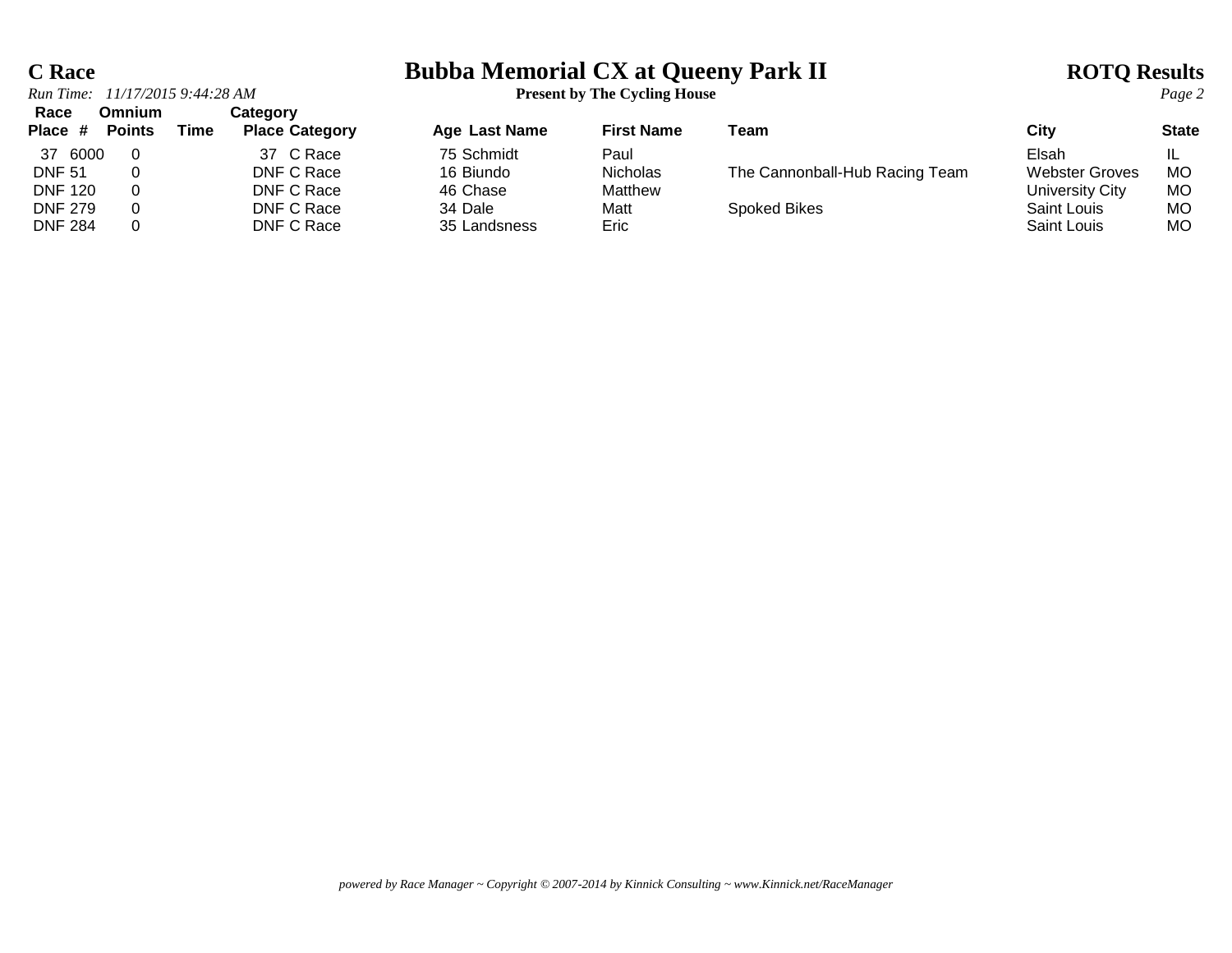# C Race

## Bubba Memorial CX at Queeny Park II

**Present by The Cycling House**

**ROTQ Results**

*Run Time: 11/17/2015 9:44:28 AM*

| Race Place | # | Omnium Points | Time | Category Place | Category | Age | Last Name | First Name | Team | City | State |
|---|---|---|---|---|---|---|---|---|---|---|---|
| 37 | 6000 | 0 | | 37 | C Race | 75 | Schmidt | Paul | | Elsah | IL |
| DNF | 51 | 0 | | DNF | C Race | 16 | Biundo | Nicholas | The Cannonball-Hub Racing Team | Webster Groves | MO |
| DNF | 120 | 0 | | DNF | C Race | 46 | Chase | Matthew | | University City | MO |
| DNF | 279 | 0 | | DNF | C Race | 34 | Dale | Matt | Spoked Bikes | Saint Louis | MO |
| DNF | 284 | 0 | | DNF | C Race | 35 | Landsness | Eric | | Saint Louis | MO |

*powered by Race Manager ~ Copyright © 2007-2014 by Kinnick Consulting ~ www.Kinnick.net/RaceManager*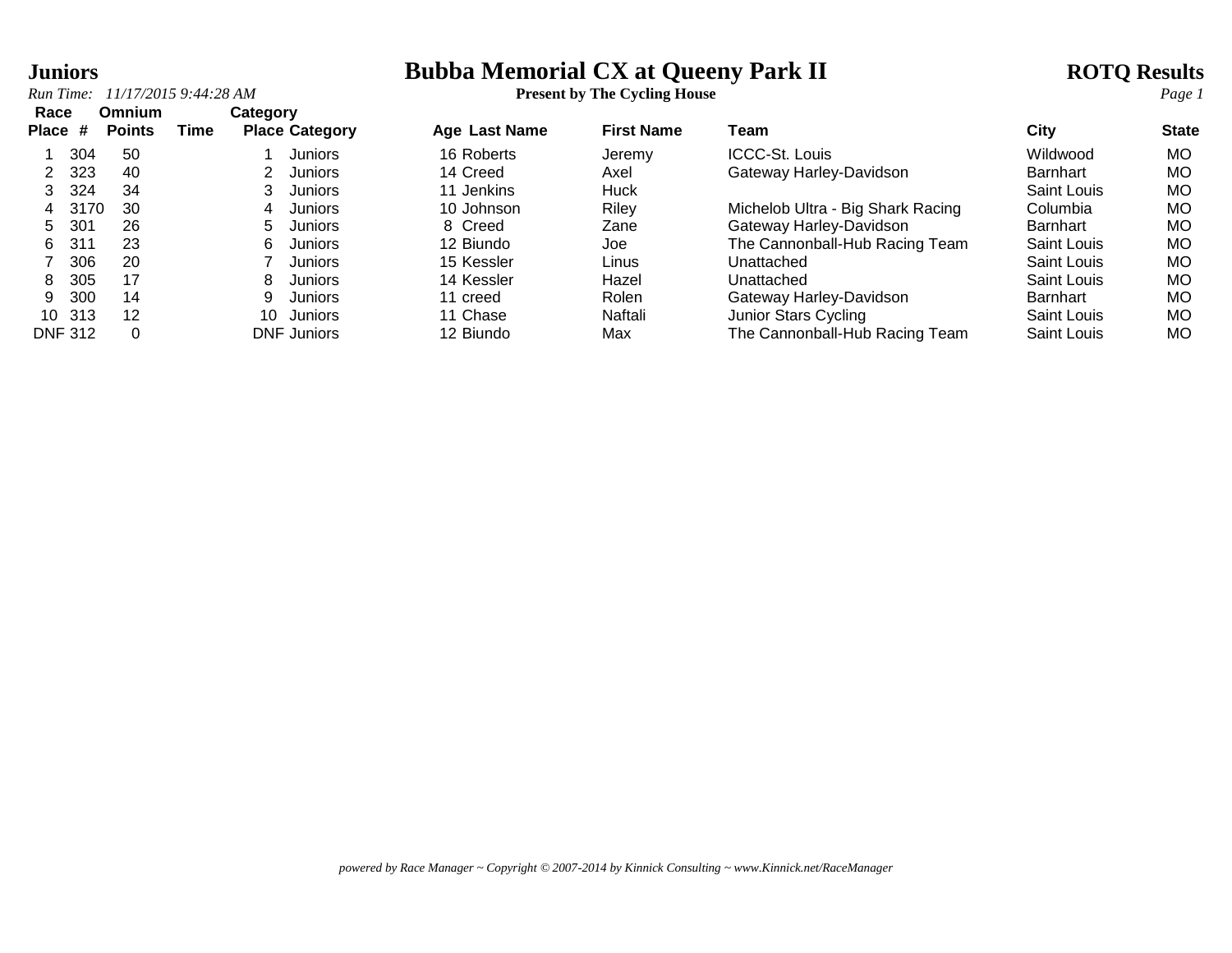**Juniors**

# Bubba Memorial CX at Queeny Park II

**ROTQ Results**

*Run Time: 11/17/2015 9:44:28 AM*

**Present by The Cycling House**

| Race Place | # | Omnium Points | Time | Category Place | Category | Age | Last Name | First Name | Team | City | State |
|---|---|---|---|---|---|---|---|---|---|---|---|
| 1 | 304 | 50 | | 1 | Juniors | 16 | Roberts | Jeremy | ICCC-St. Louis | Wildwood | MO |
| 2 | 323 | 40 | | 2 | Juniors | 14 | Creed | Axel | Gateway Harley-Davidson | Barnhart | MO |
| 3 | 324 | 34 | | 3 | Juniors | 11 | Jenkins | Huck | | Saint Louis | MO |
| 4 | 3170 | 30 | | 4 | Juniors | 10 | Johnson | Riley | Michelob Ultra - Big Shark Racing | Columbia | MO |
| 5 | 301 | 26 | | 5 | Juniors | 8 | Creed | Zane | Gateway Harley-Davidson | Barnhart | MO |
| 6 | 311 | 23 | | 6 | Juniors | 12 | Biundo | Joe | The Cannonball-Hub Racing Team | Saint Louis | MO |
| 7 | 306 | 20 | | 7 | Juniors | 15 | Kessler | Linus | Unattached | Saint Louis | MO |
| 8 | 305 | 17 | | 8 | Juniors | 14 | Kessler | Hazel | Unattached | Saint Louis | MO |
| 9 | 300 | 14 | | 9 | Juniors | 11 | creed | Rolen | Gateway Harley-Davidson | Barnhart | MO |
| 10 | 313 | 12 | | 10 | Juniors | 11 | Chase | Naftali | Junior Stars Cycling | Saint Louis | MO |
| DNF | 312 | 0 | | DNF | Juniors | 12 | Biundo | Max | The Cannonball-Hub Racing Team | Saint Louis | MO |

*powered by Race Manager ~ Copyright © 2007-2014 by Kinnick Consulting ~ www.Kinnick.net/RaceManager*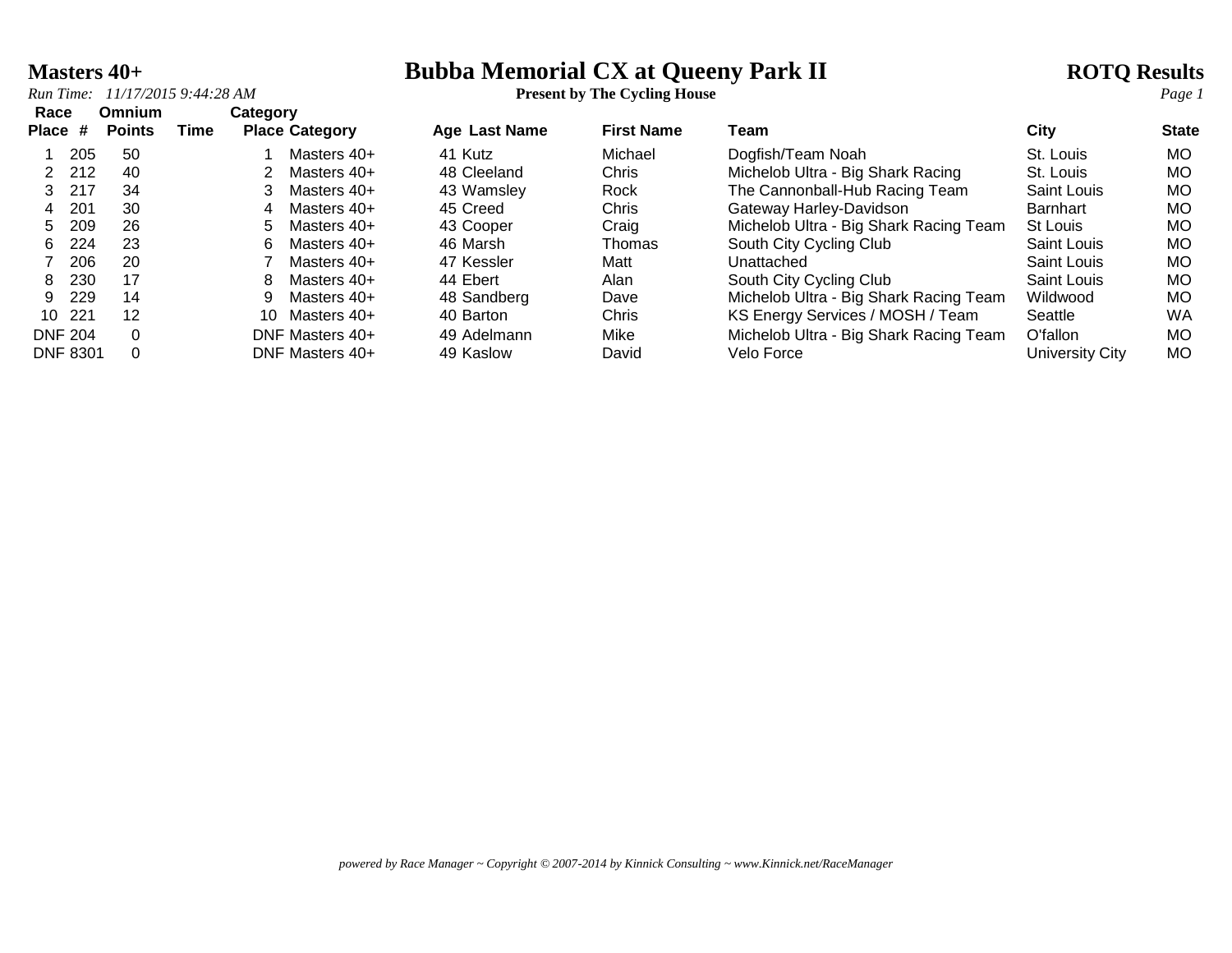# Bubba Memorial CX at Queeny Park II

**Present by The Cycling House**

## Masters 40+

**ROTQ Results**

*Run Time: 11/17/2015 9:44:28 AM*

| Race Place | # | Omnium Points | Time | Category Place | Category | Age | Last Name | First Name | Team | City | State |
|---|---|---|---|---|---|---|---|---|---|---|---|
| 1 | 205 | 50 | | 1 | Masters 40+ | 41 | Kutz | Michael | Dogfish/Team Noah | St. Louis | MO |
| 2 | 212 | 40 | | 2 | Masters 40+ | 48 | Cleeland | Chris | Michelob Ultra - Big Shark Racing | St. Louis | MO |
| 3 | 217 | 34 | | 3 | Masters 40+ | 43 | Wamsley | Rock | The Cannonball-Hub Racing Team | Saint Louis | MO |
| 4 | 201 | 30 | | 4 | Masters 40+ | 45 | Creed | Chris | Gateway Harley-Davidson | Barnhart | MO |
| 5 | 209 | 26 | | 5 | Masters 40+ | 43 | Cooper | Craig | Michelob Ultra - Big Shark Racing Team | St Louis | MO |
| 6 | 224 | 23 | | 6 | Masters 40+ | 46 | Marsh | Thomas | South City Cycling Club | Saint Louis | MO |
| 7 | 206 | 20 | | 7 | Masters 40+ | 47 | Kessler | Matt | Unattached | Saint Louis | MO |
| 8 | 230 | 17 | | 8 | Masters 40+ | 44 | Ebert | Alan | South City Cycling Club | Saint Louis | MO |
| 9 | 229 | 14 | | 9 | Masters 40+ | 48 | Sandberg | Dave | Michelob Ultra - Big Shark Racing Team | Wildwood | MO |
| 10 | 221 | 12 | | 10 | Masters 40+ | 40 | Barton | Chris | KS Energy Services / MOSH / Team | Seattle | WA |
| DNF | 204 | 0 | | DNF | Masters 40+ | 49 | Adelmann | Mike | Michelob Ultra - Big Shark Racing Team | O'fallon | MO |
| DNF | 8301 | 0 | | DNF | Masters 40+ | 49 | Kaslow | David | Velo Force | University City | MO |

*powered by Race Manager ~ Copyright © 2007-2014 by Kinnick Consulting ~ www.Kinnick.net/RaceManager*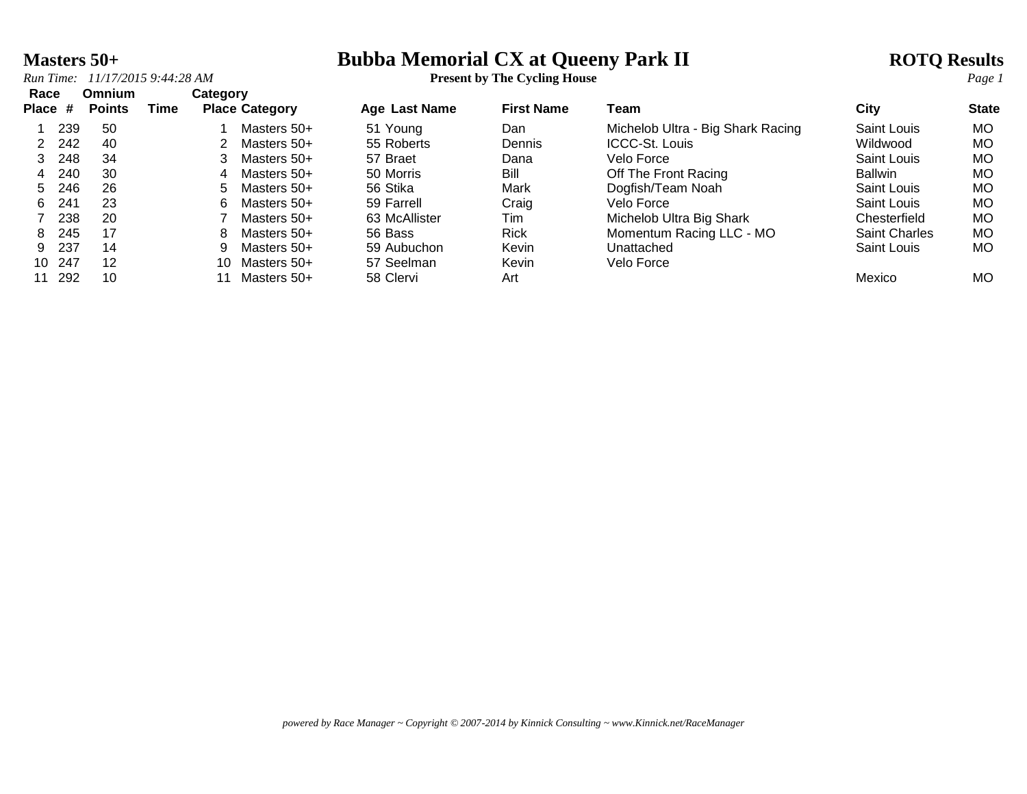# Masters 50+

# Bubba Memorial CX at Queeny Park II

**Present by The Cycling House**

**ROTQ Results**

*Run Time: 11/17/2015 9:44:28 AM*

| Race Place | # | Omnium Points | Time | Category Place | Category | Age | Last Name | First Name | Team | City | State |
|---|---|---|---|---|---|---|---|---|---|---|---|
| 1 | 239 | 50 | | 1 | Masters 50+ | 51 | Young | Dan | Michelob Ultra - Big Shark Racing | Saint Louis | MO |
| 2 | 242 | 40 | | 2 | Masters 50+ | 55 | Roberts | Dennis | ICCC-St. Louis | Wildwood | MO |
| 3 | 248 | 34 | | 3 | Masters 50+ | 57 | Braet | Dana | Velo Force | Saint Louis | MO |
| 4 | 240 | 30 | | 4 | Masters 50+ | 50 | Morris | Bill | Off The Front Racing | Ballwin | MO |
| 5 | 246 | 26 | | 5 | Masters 50+ | 56 | Stika | Mark | Dogfish/Team Noah | Saint Louis | MO |
| 6 | 241 | 23 | | 6 | Masters 50+ | 59 | Farrell | Craig | Velo Force | Saint Louis | MO |
| 7 | 238 | 20 | | 7 | Masters 50+ | 63 | McAllister | Tim | Michelob Ultra Big Shark | Chesterfield | MO |
| 8 | 245 | 17 | | 8 | Masters 50+ | 56 | Bass | Rick | Momentum Racing LLC - MO | Saint Charles | MO |
| 9 | 237 | 14 | | 9 | Masters 50+ | 59 | Aubuchon | Kevin | Unattached | Saint Louis | MO |
| 10 | 247 | 12 | | 10 | Masters 50+ | 57 | Seelman | Kevin | Velo Force | | |
| 11 | 292 | 10 | | 11 | Masters 50+ | 58 | Clervi | Art | | Mexico | MO |

*powered by Race Manager ~ Copyright © 2007-2014 by Kinnick Consulting ~ www.Kinnick.net/RaceManager*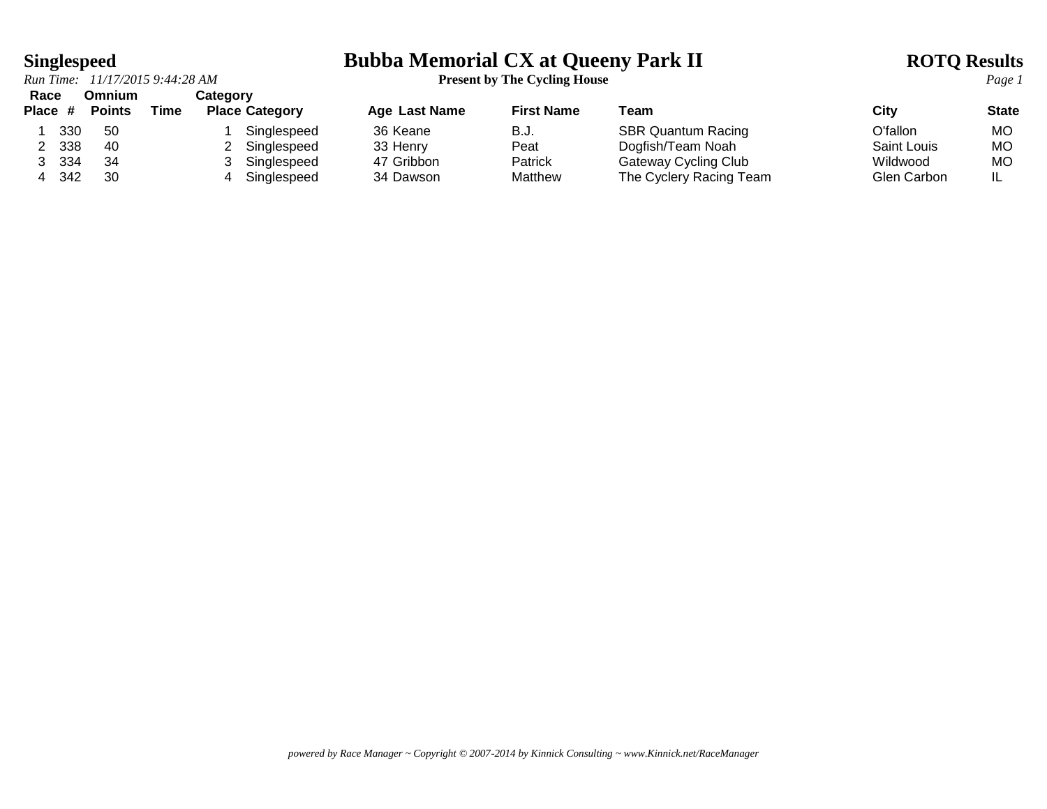# Singlespeed

# Bubba Memorial CX at Queeny Park II

**Present by The Cycling House**

**ROTQ Results**

*Run Time: 11/17/2015 9:44:28 AM*

| Race Place | # | Omnium Points | Time | Category Place | Category | Age | Last Name | First Name | Team | City | State |
|---|---|---|---|---|---|---|---|---|---|---|---|
| 1 | 330 | 50 | | 1 | Singlespeed | 36 | Keane | B.J. | SBR Quantum Racing | O'fallon | MO |
| 2 | 338 | 40 | | 2 | Singlespeed | 33 | Henry | Peat | Dogfish/Team Noah | Saint Louis | MO |
| 3 | 334 | 34 | | 3 | Singlespeed | 47 | Gribbon | Patrick | Gateway Cycling Club | Wildwood | MO |
| 4 | 342 | 30 | | 4 | Singlespeed | 34 | Dawson | Matthew | The Cyclery Racing Team | Glen Carbon | IL |

*powered by Race Manager ~ Copyright © 2007-2014 by Kinnick Consulting ~ www.Kinnick.net/RaceManager*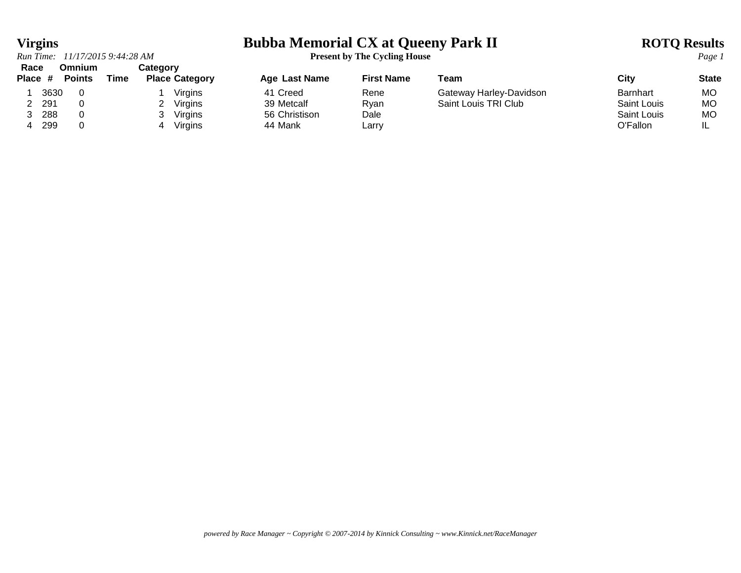# Virgins

## Bubba Memorial CX at Queeny Park II

**Present by The Cycling House**

**ROTQ Results**

*Run Time: 11/17/2015 9:44:28 AM*

| Race Place | # | Omnium Points | Time | Category Place | Category | Age | Last Name | First Name | Team | City | State |
|---|---|---|---|---|---|---|---|---|---|---|---|
| 1 | 3630 | 0 | | 1 | Virgins | 41 | Creed | Rene | Gateway Harley-Davidson | Barnhart | MO |
| 2 | 291 | 0 | | 2 | Virgins | 39 | Metcalf | Ryan | Saint Louis TRI Club | Saint Louis | MO |
| 3 | 288 | 0 | | 3 | Virgins | 56 | Christison | Dale | | Saint Louis | MO |
| 4 | 299 | 0 | | 4 | Virgins | 44 | Mank | Larry | | O'Fallon | IL |

*powered by Race Manager ~ Copyright © 2007-2014 by Kinnick Consulting ~ www.Kinnick.net/RaceManager*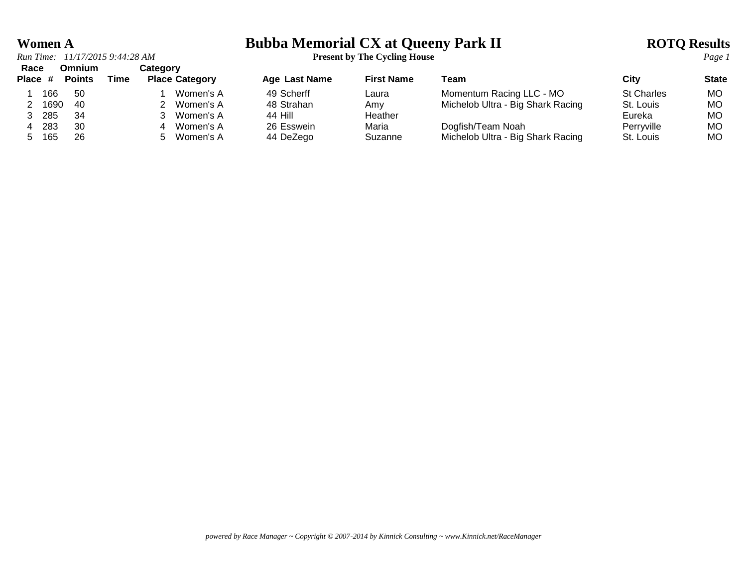# Women A

## Bubba Memorial CX at Queeny Park II

**Present by The Cycling House**

**ROTQ Results**

*Run Time: 11/17/2015 9:44:28 AM*

| Race Place | # | Omnium Points | Time | Category Place | Category | Age | Last Name | First Name | Team | City | State |
|---|---|---|---|---|---|---|---|---|---|---|---|
| 1 | 166 | 50 | | 1 | Women's A | 49 | Scherff | Laura | Momentum Racing LLC - MO | St Charles | MO |
| 2 | 1690 | 40 | | 2 | Women's A | 48 | Strahan | Amy | Michelob Ultra - Big Shark Racing | St. Louis | MO |
| 3 | 285 | 34 | | 3 | Women's A | 44 | Hill | Heather | | Eureka | MO |
| 4 | 283 | 30 | | 4 | Women's A | 26 | Esswein | Maria | Dogfish/Team Noah | Perryville | MO |
| 5 | 165 | 26 | | 5 | Women's A | 44 | DeZego | Suzanne | Michelob Ultra - Big Shark Racing | St. Louis | MO |

*powered by Race Manager ~ Copyright © 2007-2014 by Kinnick Consulting ~ www.Kinnick.net/RaceManager*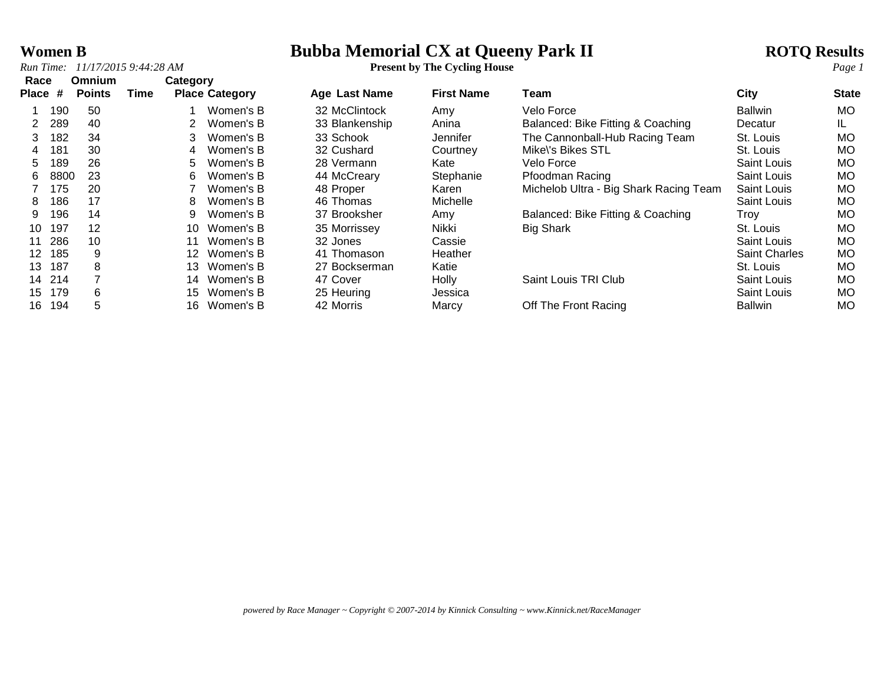**Women B**

# Bubba Memorial CX at Queeny Park II

**ROTQ Results**

*Run Time: 11/17/2015 9:44:28 AM*

**Present by The Cycling House**

| Race Place | # | Omnium Points | Time | Category Place | Category | Age | Last Name | First Name | Team | City | State |
|---|---|---|---|---|---|---|---|---|---|---|---|
| 1 | 190 | 50 | | 1 | Women's B | 32 | McClintock | Amy | Velo Force | Ballwin | MO |
| 2 | 289 | 40 | | 2 | Women's B | 33 | Blankenship | Anina | Balanced: Bike Fitting & Coaching | Decatur | IL |
| 3 | 182 | 34 | | 3 | Women's B | 33 | Schook | Jennifer | The Cannonball-Hub Racing Team | St. Louis | MO |
| 4 | 181 | 30 | | 4 | Women's B | 32 | Cushard | Courtney | Mike\'s Bikes STL | St. Louis | MO |
| 5 | 189 | 26 | | 5 | Women's B | 28 | Vermann | Kate | Velo Force | Saint Louis | MO |
| 6 | 8800 | 23 | | 6 | Women's B | 44 | McCreary | Stephanie | Pfoodman Racing | Saint Louis | MO |
| 7 | 175 | 20 | | 7 | Women's B | 48 | Proper | Karen | Michelob Ultra - Big Shark Racing Team | Saint Louis | MO |
| 8 | 186 | 17 | | 8 | Women's B | 46 | Thomas | Michelle | | Saint Louis | MO |
| 9 | 196 | 14 | | 9 | Women's B | 37 | Brooksher | Amy | Balanced: Bike Fitting & Coaching | Troy | MO |
| 10 | 197 | 12 | | 10 | Women's B | 35 | Morrissey | Nikki | Big Shark | St. Louis | MO |
| 11 | 286 | 10 | | 11 | Women's B | 32 | Jones | Cassie | | Saint Louis | MO |
| 12 | 185 | 9 | | 12 | Women's B | 41 | Thomason | Heather | | Saint Charles | MO |
| 13 | 187 | 8 | | 13 | Women's B | 27 | Bockserman | Katie | | St. Louis | MO |
| 14 | 214 | 7 | | 14 | Women's B | 47 | Cover | Holly | Saint Louis TRI Club | Saint Louis | MO |
| 15 | 179 | 6 | | 15 | Women's B | 25 | Heuring | Jessica | | Saint Louis | MO |
| 16 | 194 | 5 | | 16 | Women's B | 42 | Morris | Marcy | Off The Front Racing | Ballwin | MO |

*powered by Race Manager ~ Copyright © 2007-2014 by Kinnick Consulting ~ www.Kinnick.net/RaceManager*